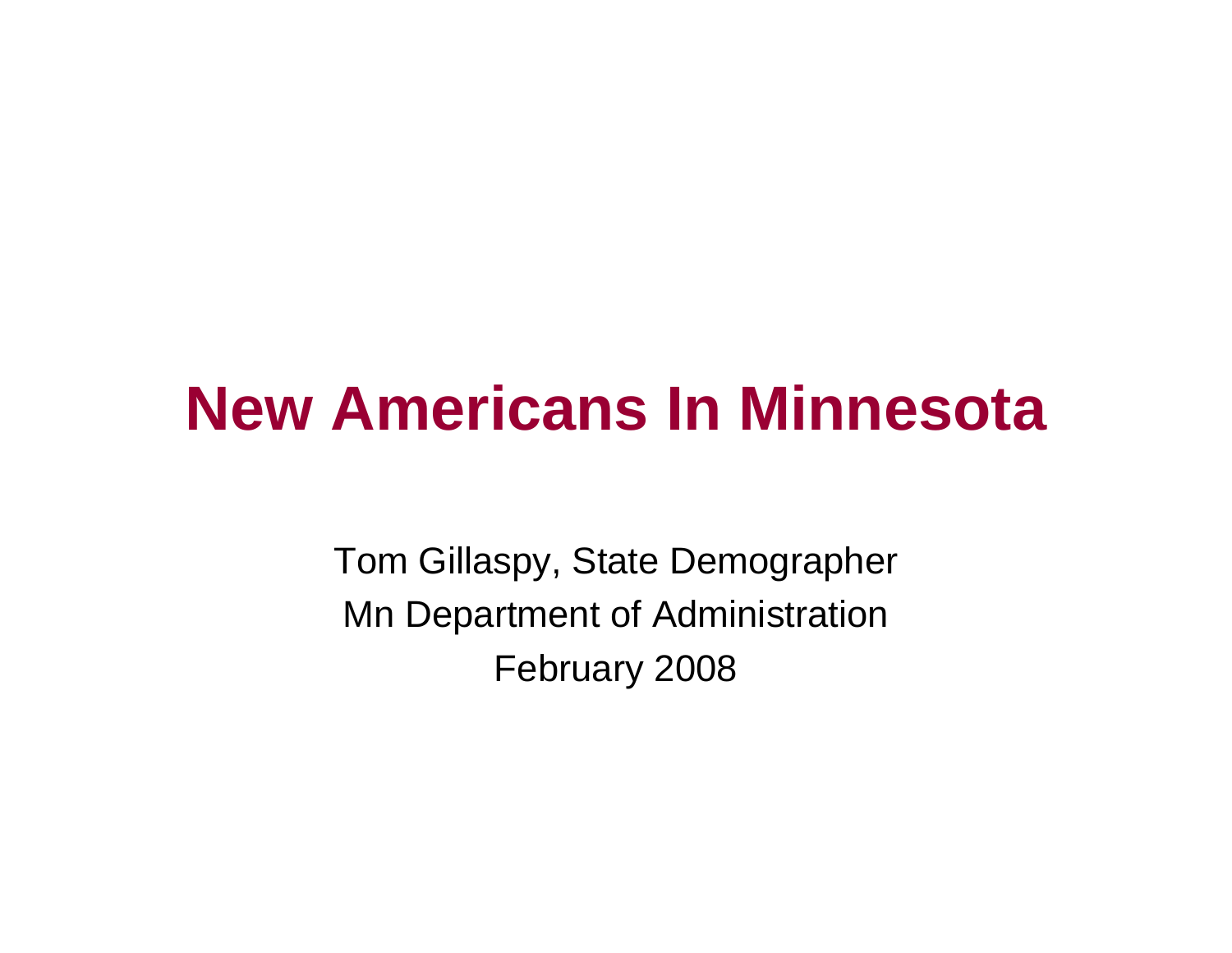# New Americans In Minnesota

Tom Gillaspy, State Demographer

Mn Department of Administration

February 2008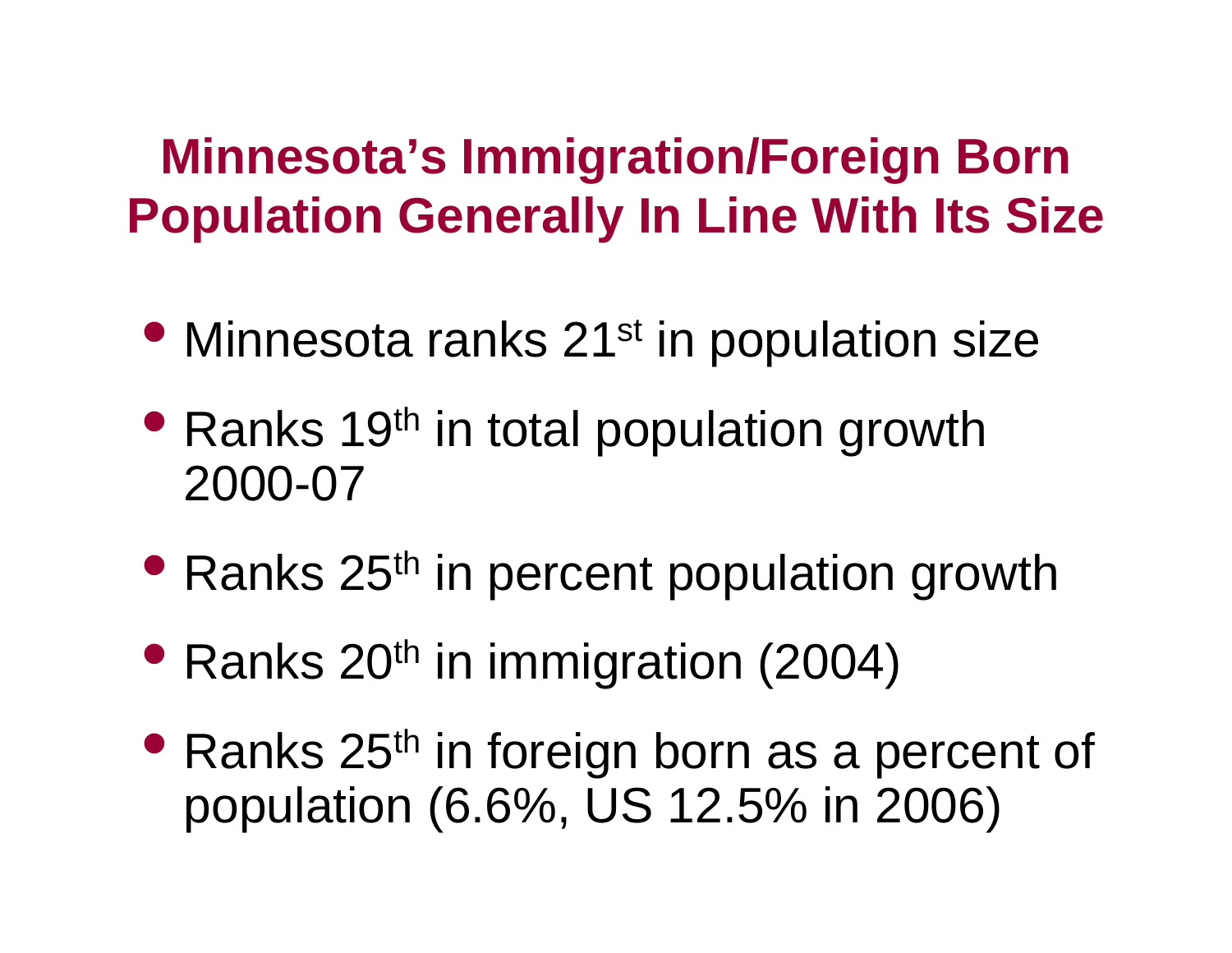# Minnesota's Immigration/Foreign Born Population Generally In Line With Its Size

- Minnesota ranks 21st in population size
- Ranks 19th in total population growth 2000-07
- Ranks 25th in percent population growth
- Ranks 20th in immigration (2004)
- Ranks 25th in foreign born as a percent of population (6.6%, US 12.5% in 2006)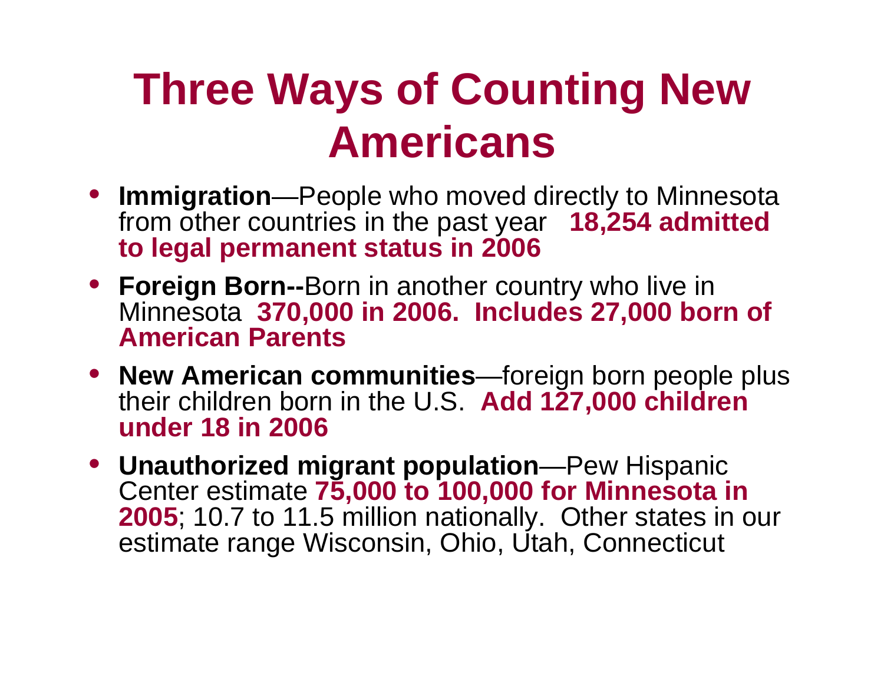# Three Ways of Counting New Americans

- **Immigration**—People who moved directly to Minnesota from other countries in the past year **18,254 admitted to legal permanent status in 2006**
- **Foreign Born--**Born in another country who live in Minnesota **370,000 in 2006. Includes 27,000 born of American Parents**
- **New American communities**—foreign born people plus their children born in the U.S. **Add 127,000 children under 18 in 2006**
- **Unauthorized migrant population**—Pew Hispanic Center estimate **75,000 to 100,000 for Minnesota in 2005**; 10.7 to 11.5 million nationally. Other states in our estimate range Wisconsin, Ohio, Utah, Connecticut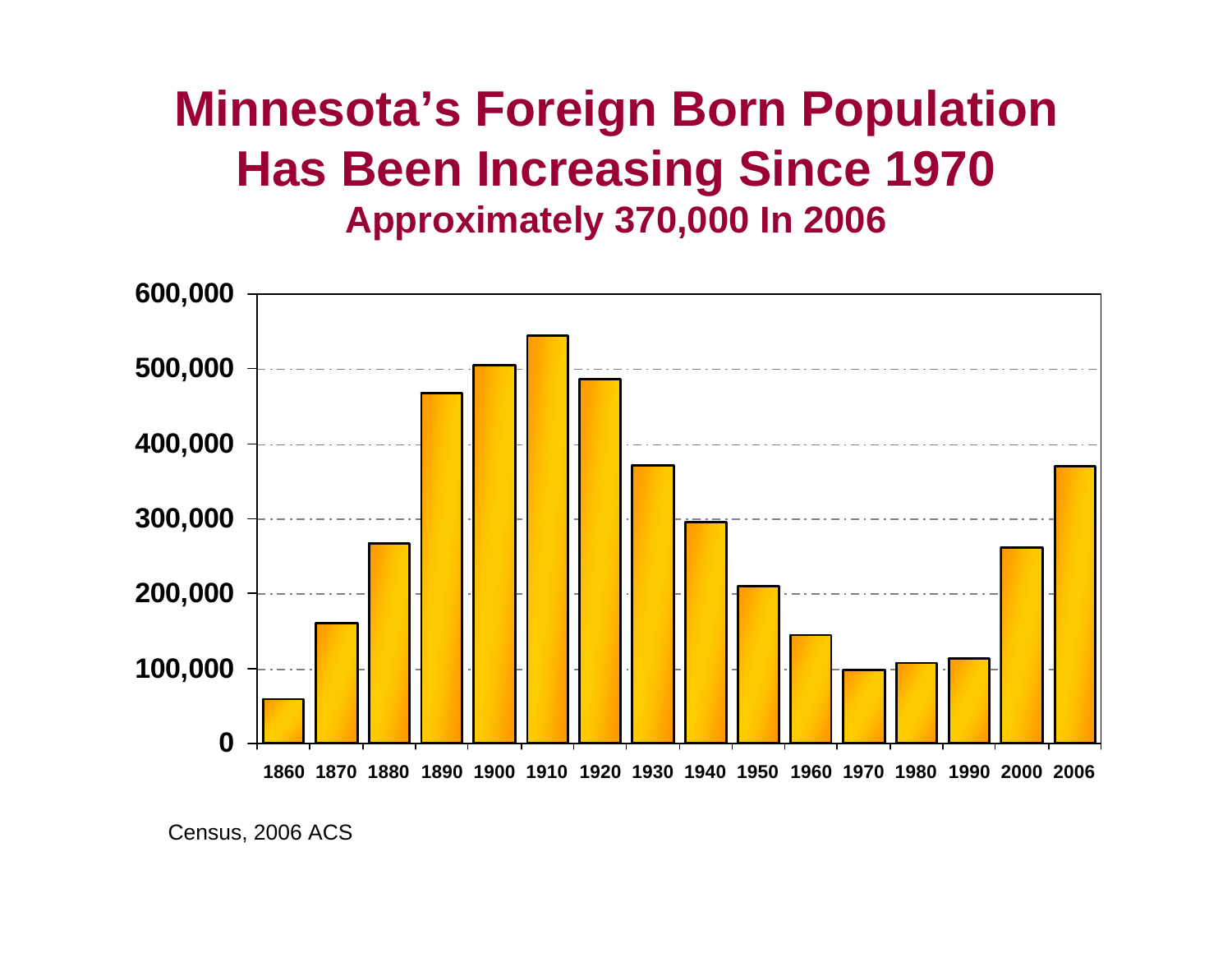# Minnesota's Foreign Born Population Has Been Increasing Since 1970

## Approximately 370,000 In 2006

| Year | Foreign Born Population |
|---|---|
| 1860 | ~58,000 |
| 1870 | ~160,000 |
| 1880 | ~267,000 |
| 1890 | ~467,000 |
| 1900 | ~505,000 |
| 1910 | ~544,000 |
| 1920 | ~486,000 |
| 1930 | ~371,000 |
| 1940 | ~295,000 |
| 1950 | ~210,000 |
| 1960 | ~144,000 |
| 1970 | ~98,000 |
| 1980 | ~107,000 |
| 1990 | ~113,000 |
| 2000 | ~261,000 |
| 2006 | ~370,000 |

Census, 2006 ACS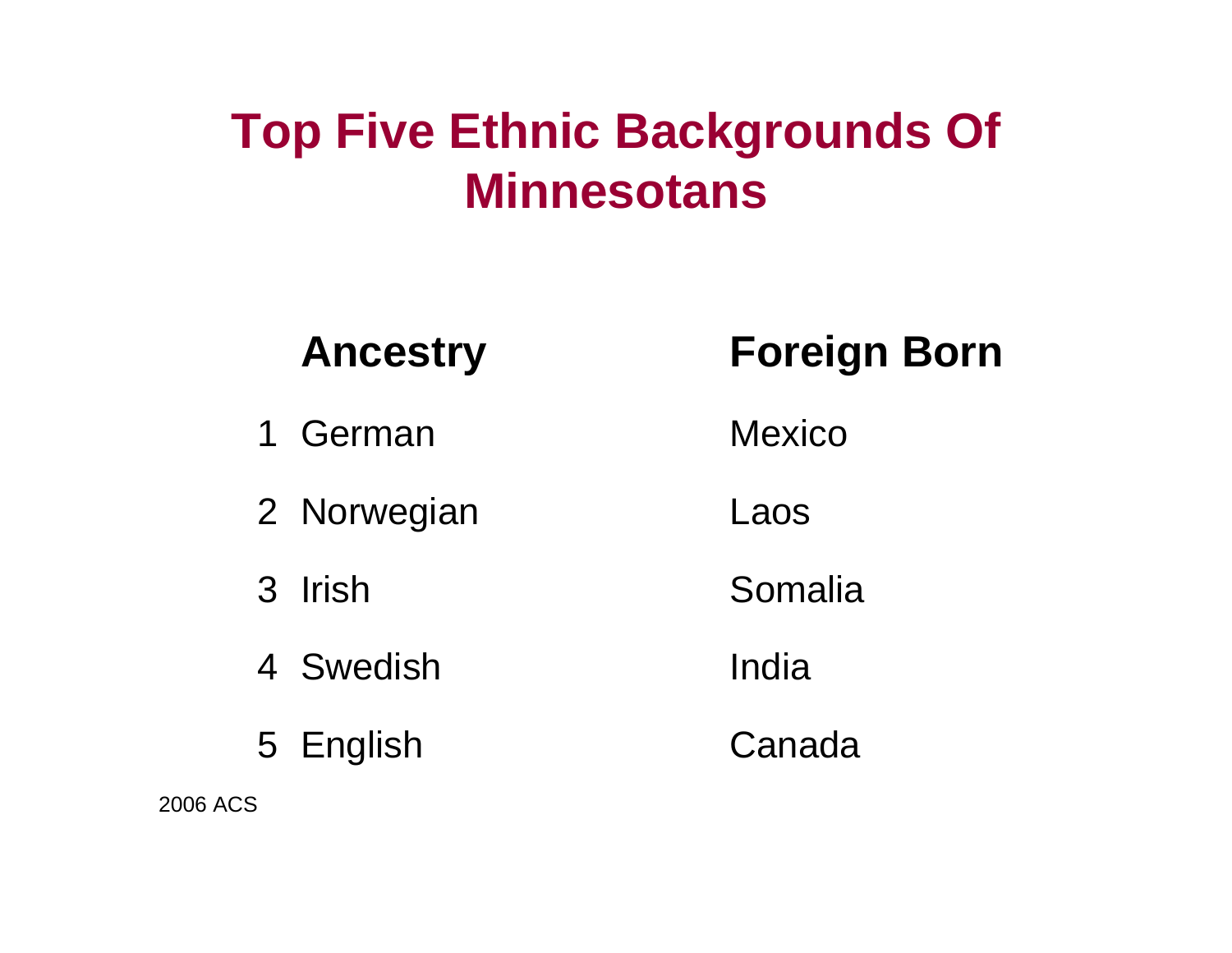# Top Five Ethnic Backgrounds Of Minnesotans

| | Ancestry | Foreign Born |
|---|---|---|
| 1 | German | Mexico |
| 2 | Norwegian | Laos |
| 3 | Irish | Somalia |
| 4 | Swedish | India |
| 5 | English | Canada |

2006 ACS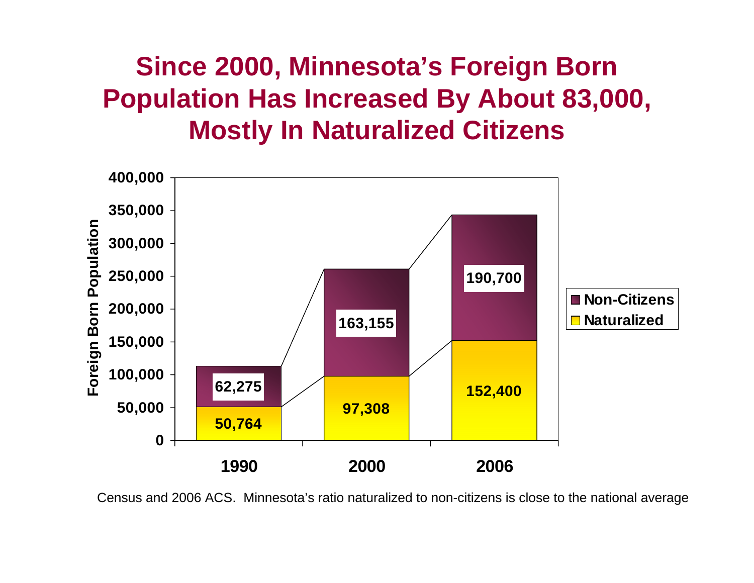# Since 2000, Minnesota's Foreign Born Population Has Increased By About 83,000, Mostly In Naturalized Citizens

| Year | Naturalized | Non-Citizens |
|---|---|---|
| 1990 | 50,764 | 62,275 |
| 2000 | 97,308 | 163,155 |
| 2006 | 152,400 | 190,700 |

Census and 2006 ACS. Minnesota's ratio naturalized to non-citizens is close to the national average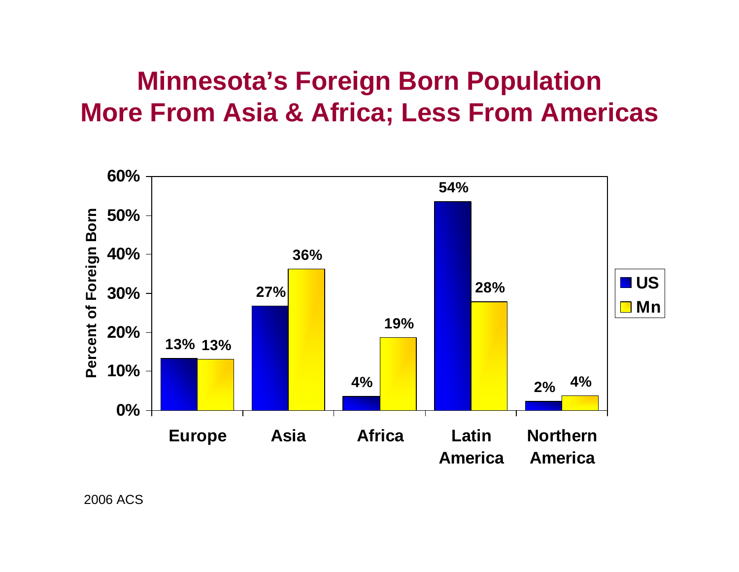# Minnesota's Foreign Born Population More From Asia & Africa; Less From Americas

| Percent of Foreign Born | US | Mn |
| --- | --- | --- |
| Europe | 13% | 13% |
| Asia | 27% | 36% |
| Africa | 4% | 19% |
| Latin America | 54% | 28% |
| Northern America | 2% | 4% |

2006 ACS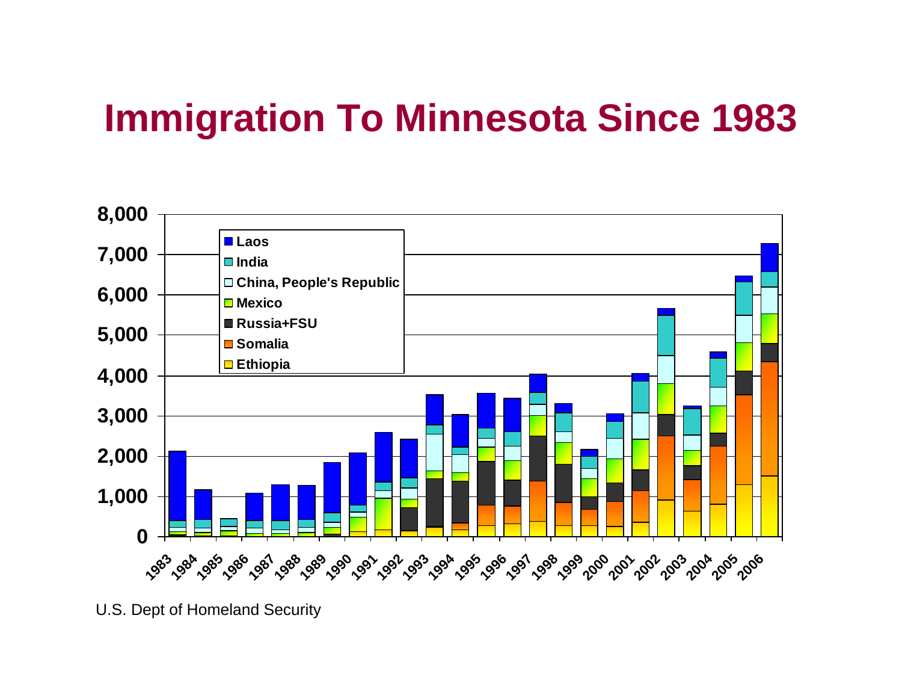# Immigration To Minnesota Since 1983

U.S. Dept of Homeland Security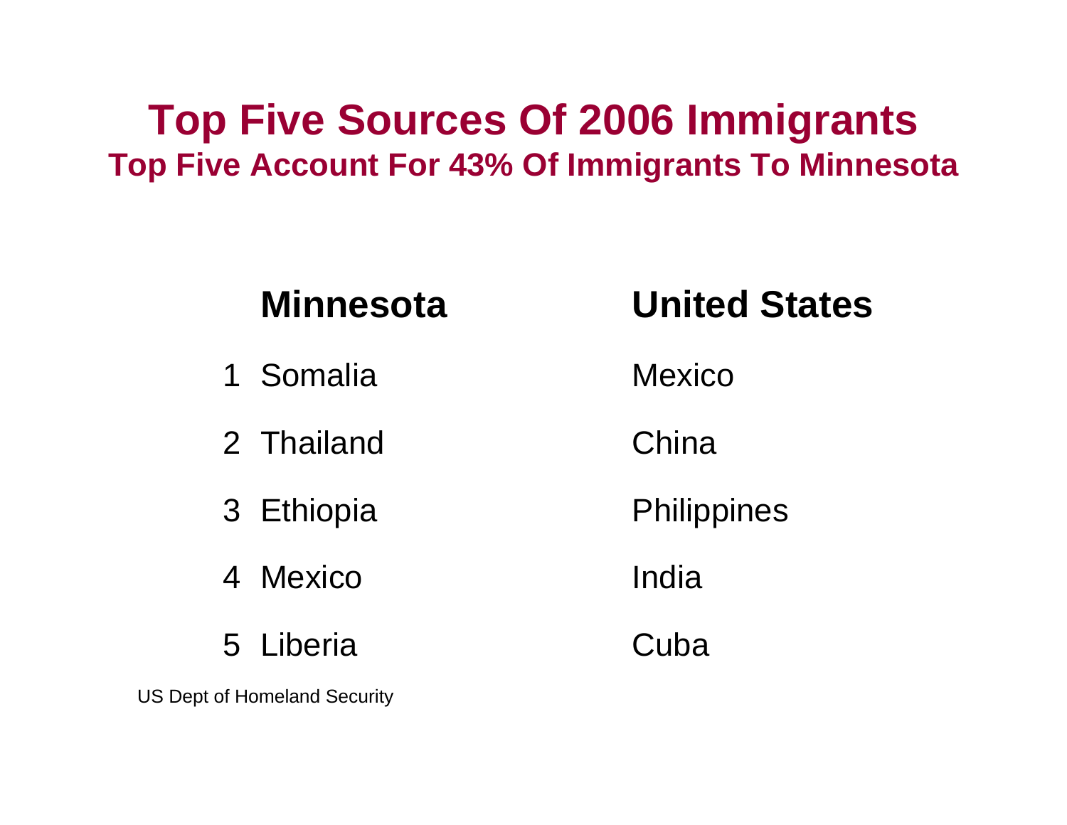# Top Five Sources Of 2006 Immigrants

## Top Five Account For 43% Of Immigrants To Minnesota

| | Minnesota | United States |
|---|---|---|
| 1 | Somalia | Mexico |
| 2 | Thailand | China |
| 3 | Ethiopia | Philippines |
| 4 | Mexico | India |
| 5 | Liberia | Cuba |

US Dept of Homeland Security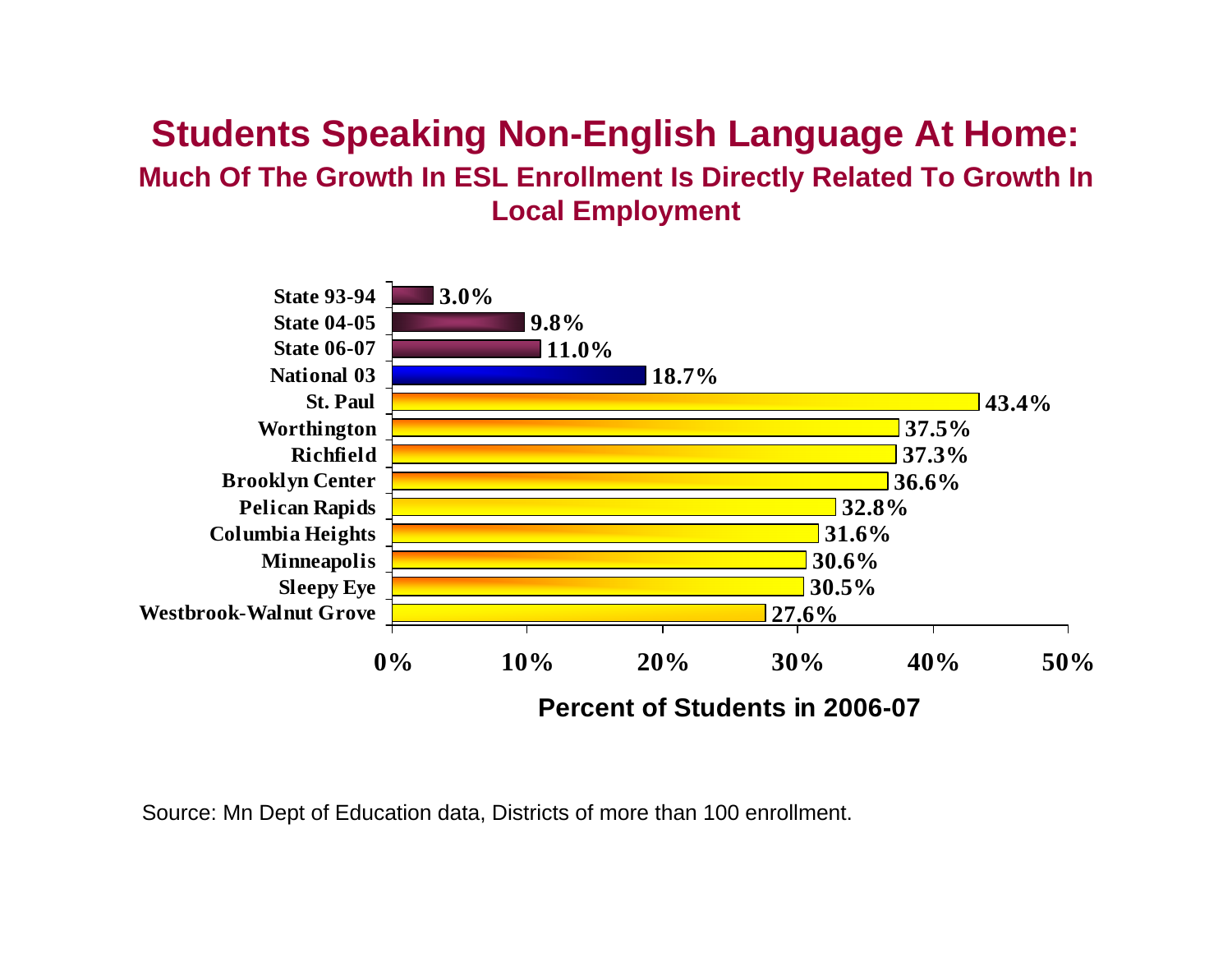# Students Speaking Non-English Language At Home:

## Much Of The Growth In ESL Enrollment Is Directly Related To Growth In Local Employment

| | Percent of Students in 2006-07 |
|---|---|
| State 93-94 | 3.0% |
| State 04-05 | 9.8% |
| State 06-07 | 11.0% |
| National 03 | 18.7% |
| St. Paul | 43.4% |
| Worthington | 37.5% |
| Richfield | 37.3% |
| Brooklyn Center | 36.6% |
| Pelican Rapids | 32.8% |
| Columbia Heights | 31.6% |
| Minneapolis | 30.6% |
| Sleepy Eye | 30.5% |
| Westbrook-Walnut Grove | 27.6% |

Source: Mn Dept of Education data, Districts of more than 100 enrollment.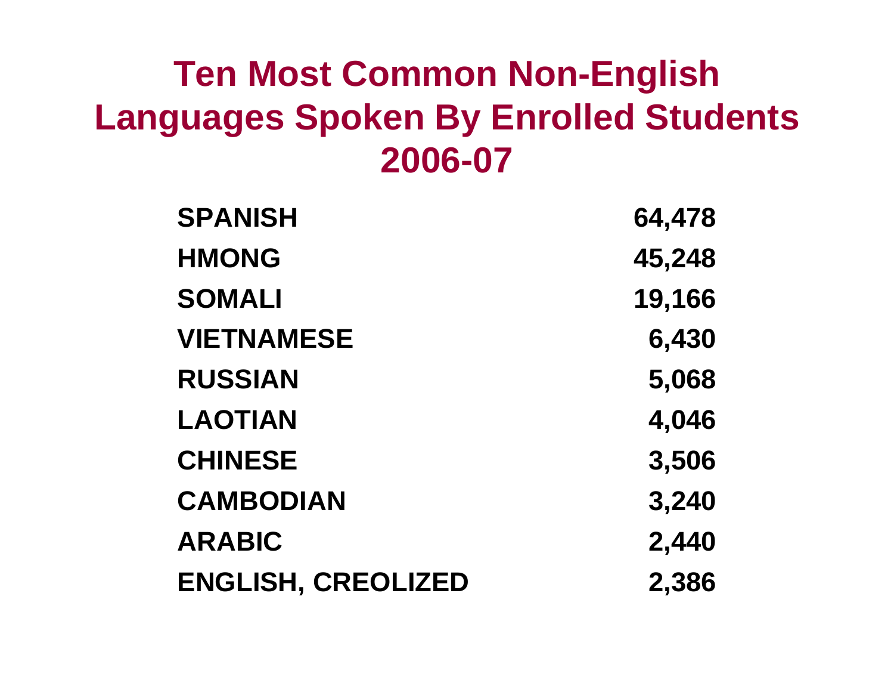# Ten Most Common Non-English Languages Spoken By Enrolled Students 2006-07

| | |
|---|---|
| SPANISH | 64,478 |
| HMONG | 45,248 |
| SOMALI | 19,166 |
| VIETNAMESE | 6,430 |
| RUSSIAN | 5,068 |
| LAOTIAN | 4,046 |
| CHINESE | 3,506 |
| CAMBODIAN | 3,240 |
| ARABIC | 2,440 |
| ENGLISH, CREOLIZED | 2,386 |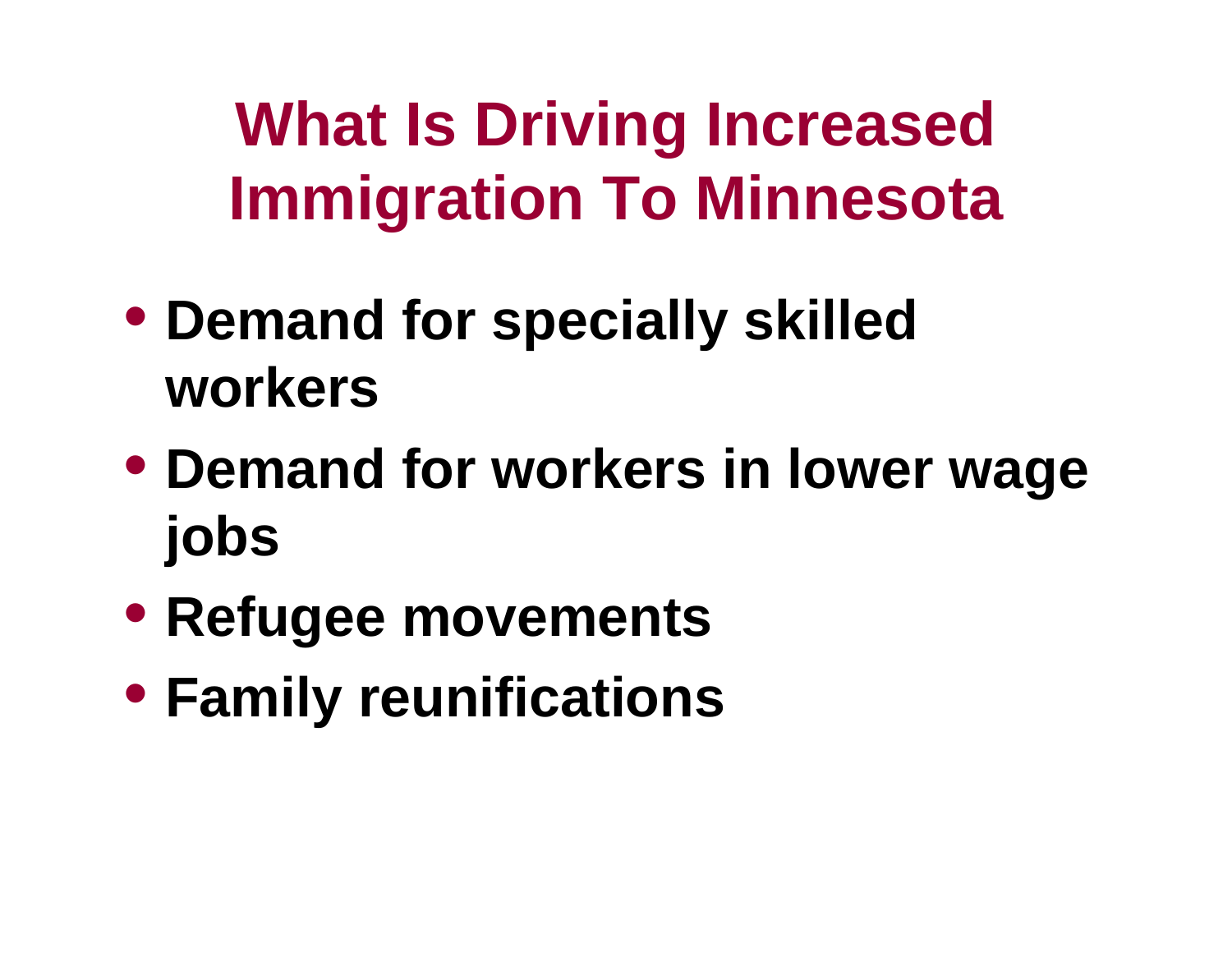# What Is Driving Increased Immigration To Minnesota

- **Demand for specially skilled workers**
- **Demand for workers in lower wage jobs**
- **Refugee movements**
- **Family reunifications**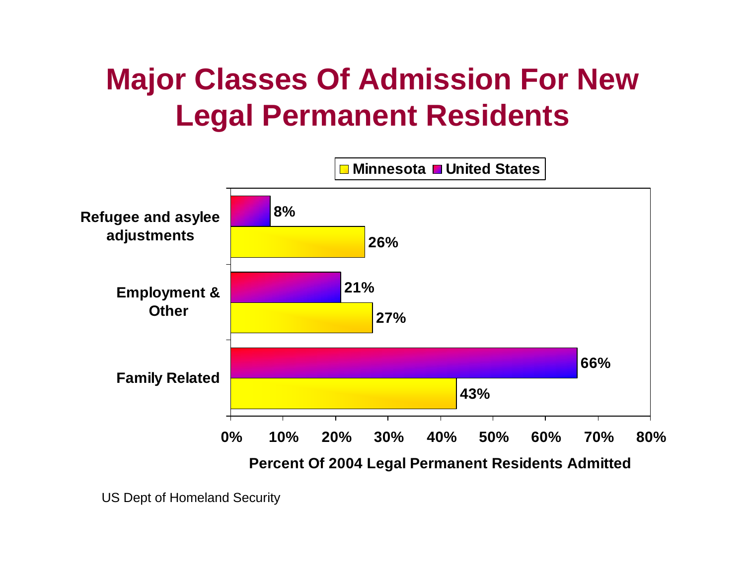# Major Classes Of Admission For New Legal Permanent Residents

| Class of Admission | Minnesota | United States |
|---|---|---|
| Refugee and asylee adjustments | 26% | 8% |
| Employment & Other | 27% | 21% |
| Family Related | 43% | 66% |

Percent Of 2004 Legal Permanent Residents Admitted

US Dept of Homeland Security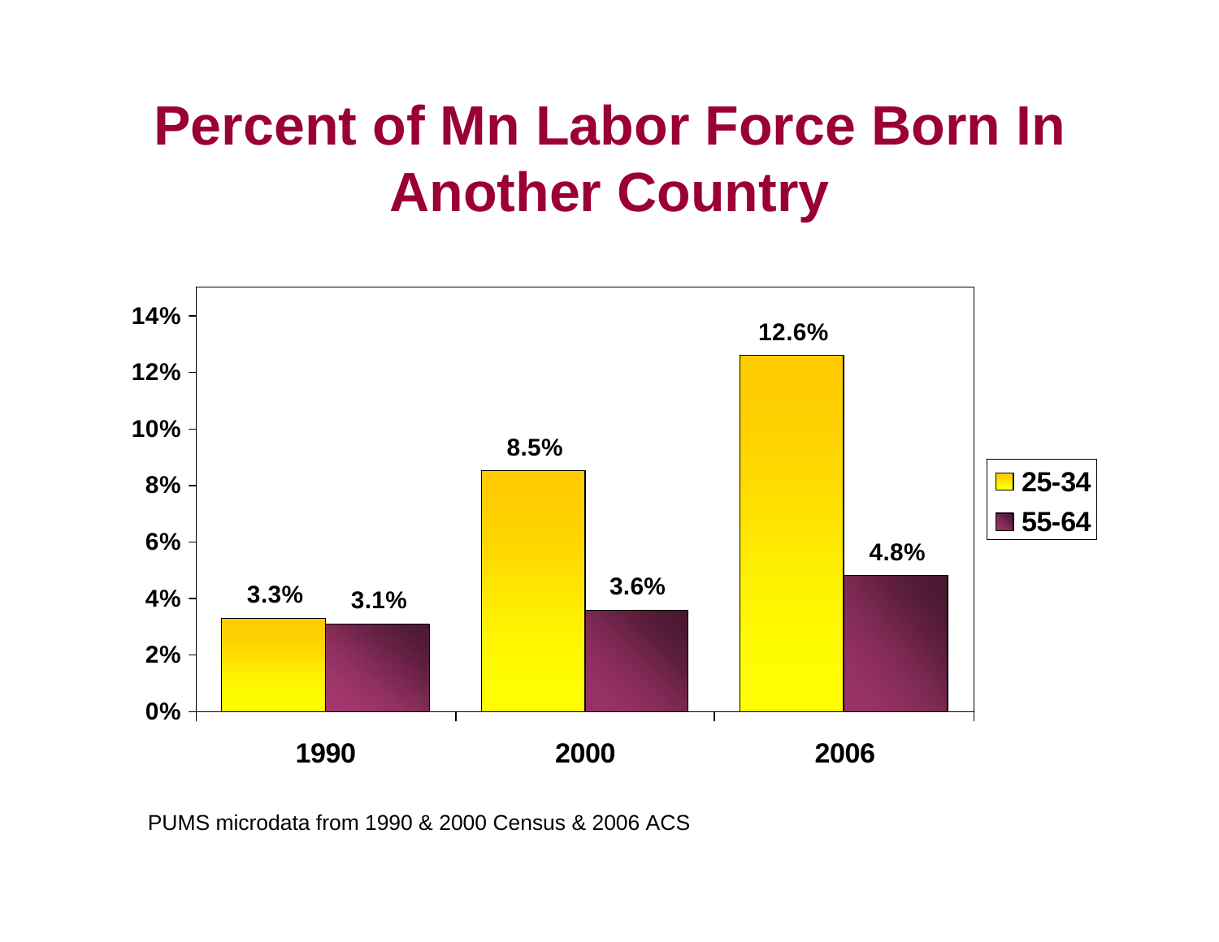# Percent of Mn Labor Force Born In Another Country

| | 25-34 | 55-64 |
|---|---|---|
| 1990 | 3.3% | 3.1% |
| 2000 | 8.5% | 3.6% |
| 2006 | 12.6% | 4.8% |

PUMS microdata from 1990 & 2000 Census & 2006 ACS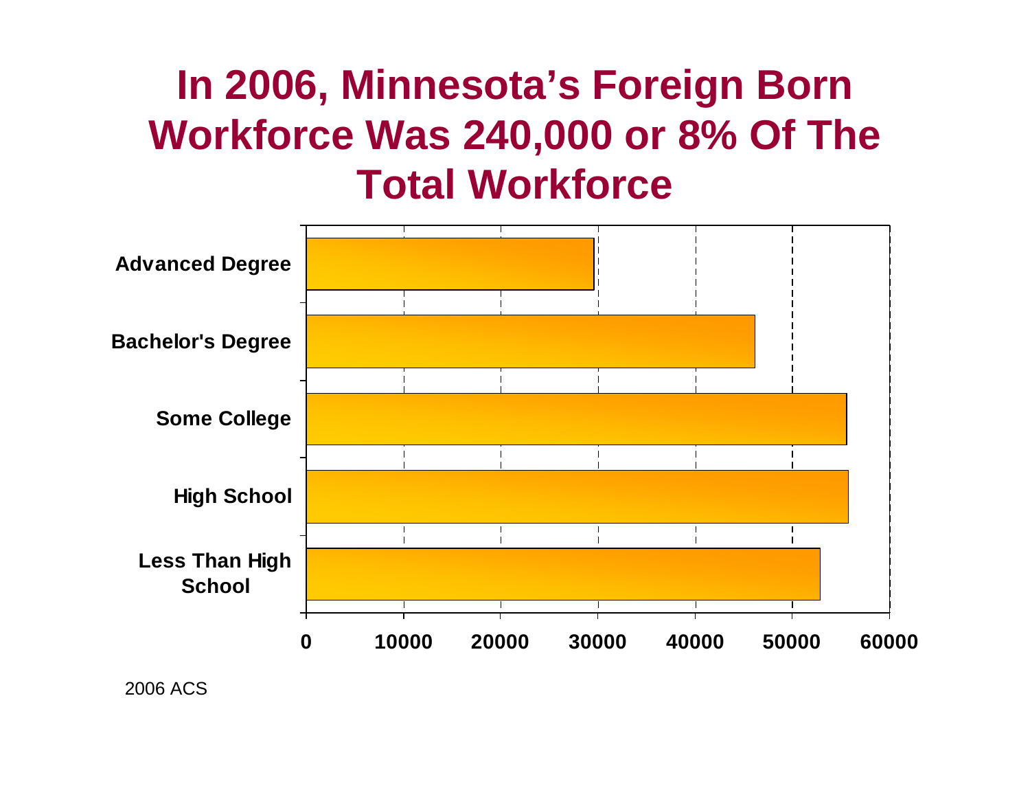# In 2006, Minnesota's Foreign Born Workforce Was 240,000 or 8% Of The Total Workforce

Advanced Degree

Bachelor's Degree

Some College

High School

Less Than High School

0 10000 20000 30000 40000 50000 60000

2006 ACS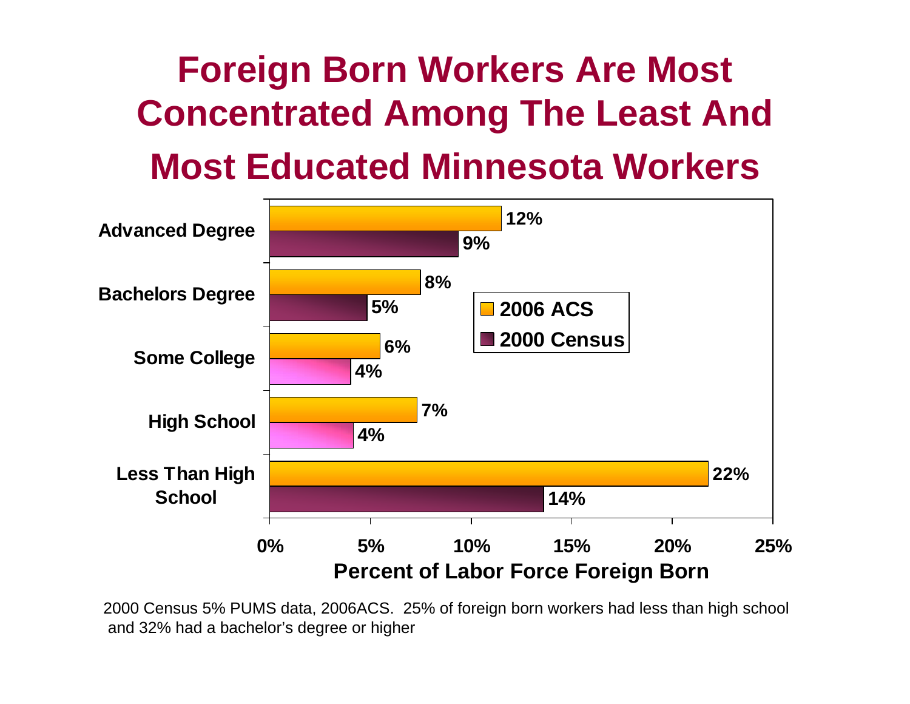# Foreign Born Workers Are Most Concentrated Among The Least And Most Educated Minnesota Workers

| Education | 2006 ACS | 2000 Census |
|---|---|---|
| Advanced Degree | 12% | 9% |
| Bachelors Degree | 8% | 5% |
| Some College | 6% | 4% |
| High School | 7% | 4% |
| Less Than High School | 22% | 14% |

Percent of Labor Force Foreign Born

2000 Census 5% PUMS data, 2006ACS. 25% of foreign born workers had less than high school and 32% had a bachelor's degree or higher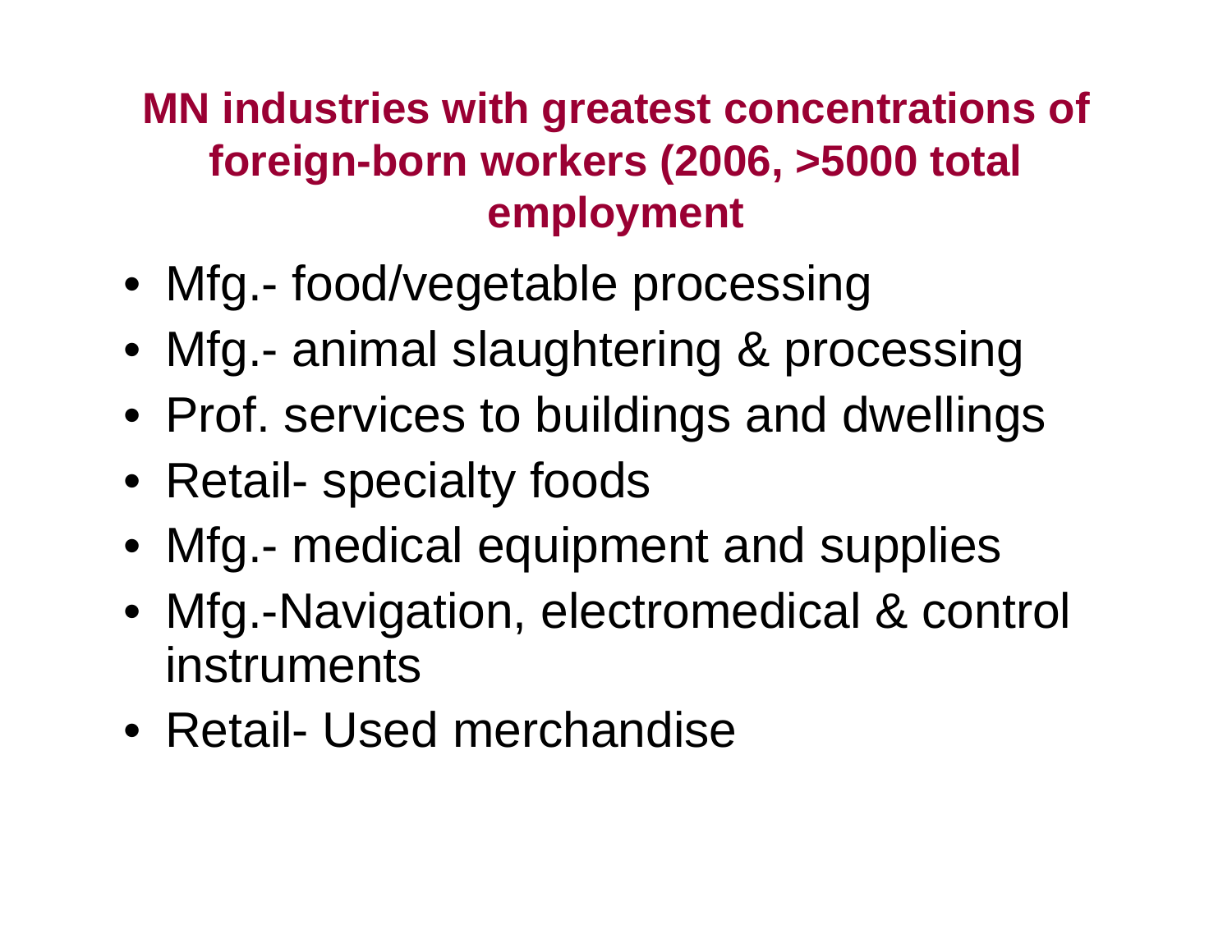## MN industries with greatest concentrations of foreign-born workers (2006, >5000 total employment

- Mfg.- food/vegetable processing
- Mfg.- animal slaughtering & processing
- Prof. services to buildings and dwellings
- Retail- specialty foods
- Mfg.- medical equipment and supplies
- Mfg.-Navigation, electromedical & control instruments
- Retail- Used merchandise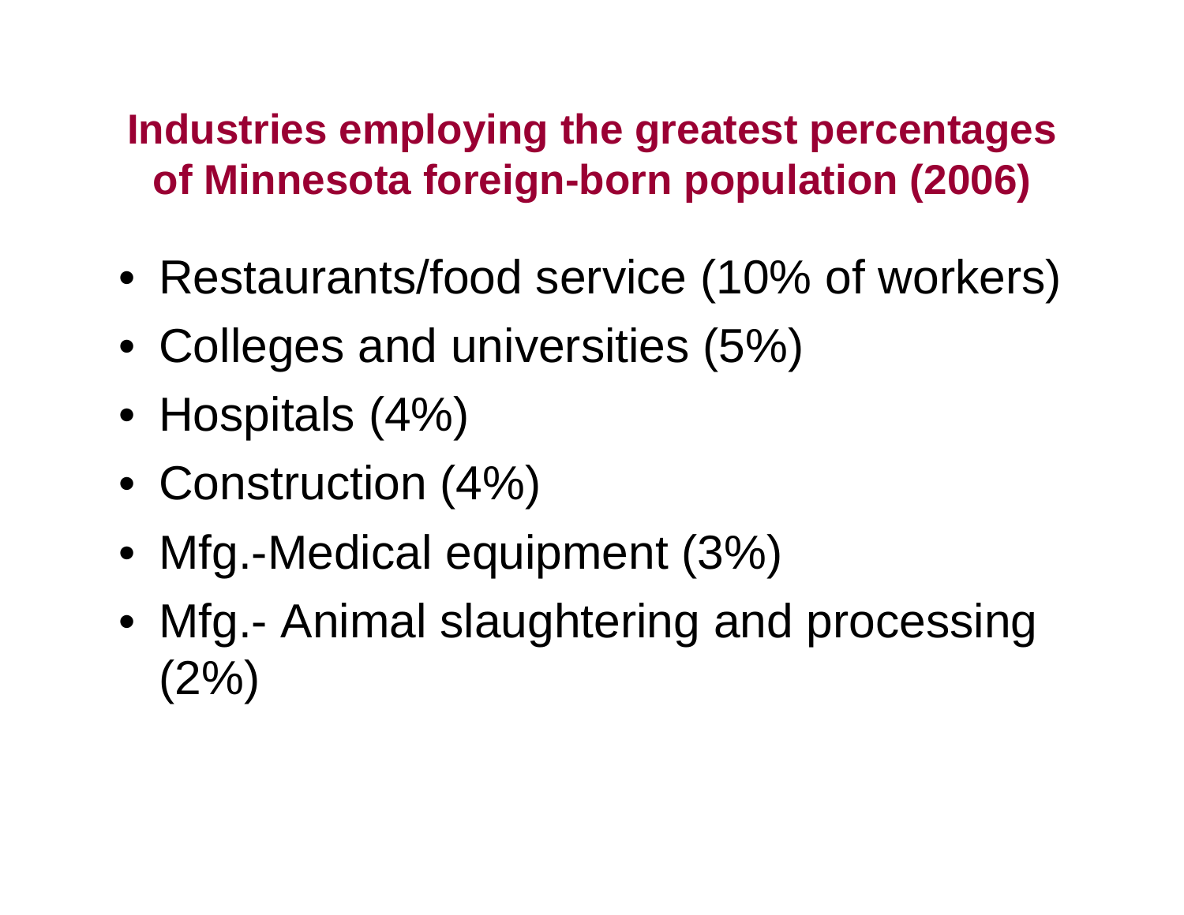## Industries employing the greatest percentages of Minnesota foreign-born population (2006)

- Restaurants/food service (10% of workers)
- Colleges and universities (5%)
- Hospitals (4%)
- Construction (4%)
- Mfg.-Medical equipment (3%)
- Mfg.- Animal slaughtering and processing (2%)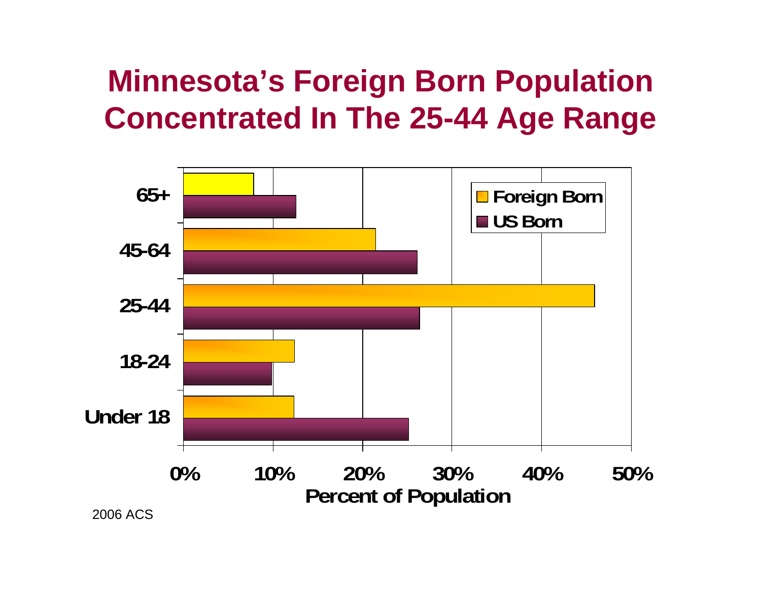# Minnesota's Foreign Born Population Concentrated In The 25-44 Age Range

2006 ACS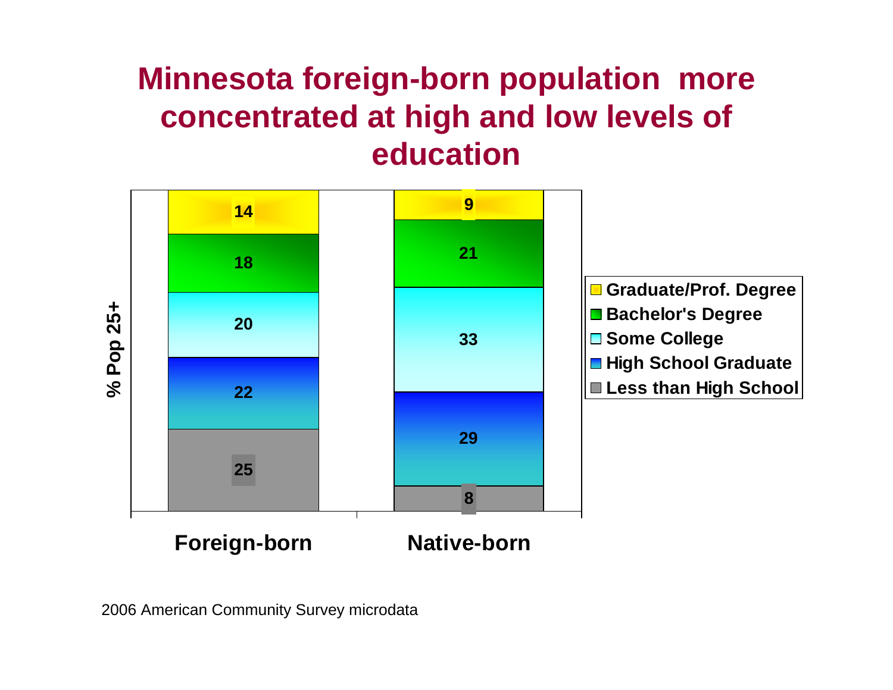# Minnesota foreign-born population more concentrated at high and low levels of education

| % Pop 25+ | Foreign-born | Native-born |
|---|---|---|
| Graduate/Prof. Degree | 14 | 9 |
| Bachelor's Degree | 18 | 21 |
| Some College | 20 | 33 |
| High School Graduate | 22 | 29 |
| Less than High School | 25 | 8 |

2006 American Community Survey microdata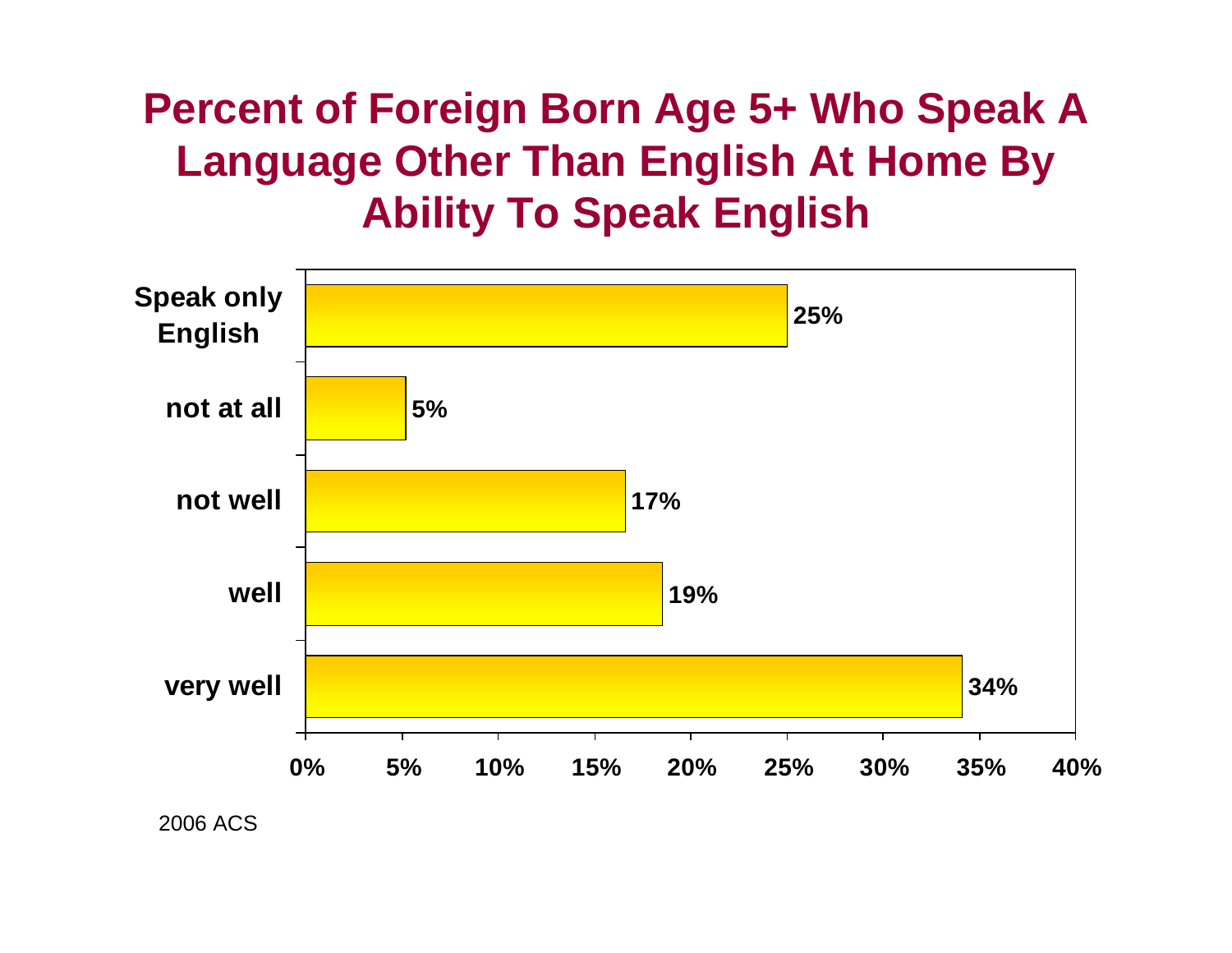# Percent of Foreign Born Age 5+ Who Speak A Language Other Than English At Home By Ability To Speak English

Speak only English
25%

not at all
5%

not well
17%

well
19%

very well
34%

0%
5%
10%
15%
20%
25%
30%
35%
40%

2006 ACS